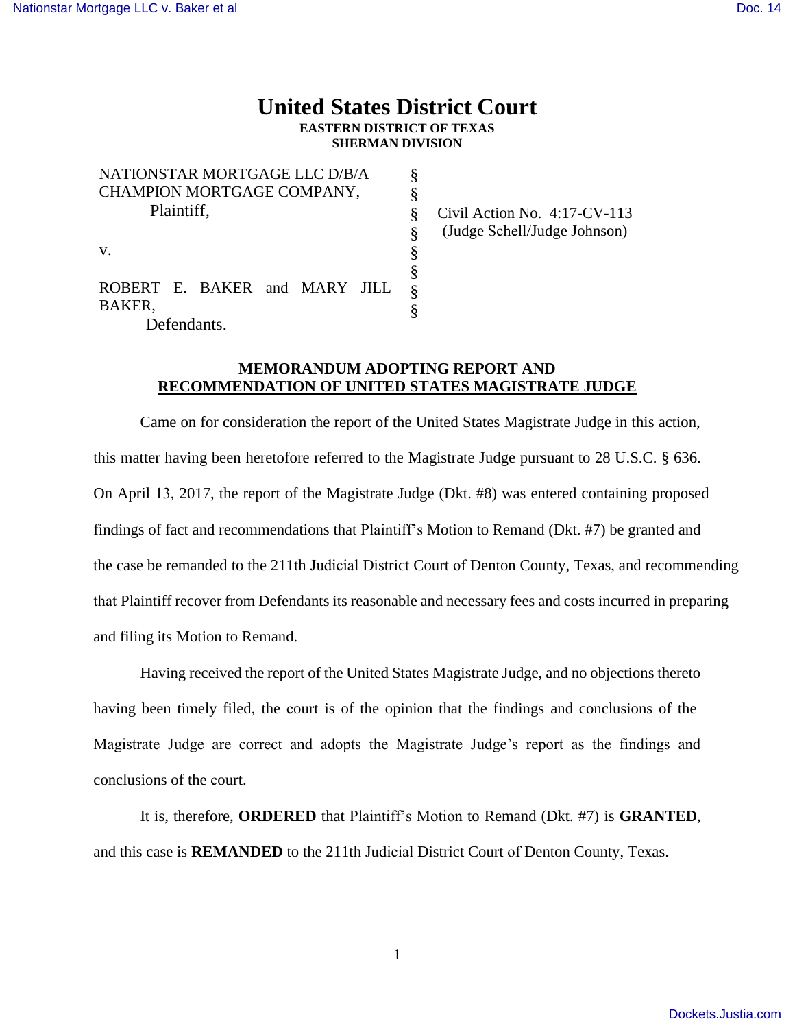# United States District Court

**EASTERN DISTRICT OF TEXAS**
**SHERMAN DIVISION**

| | | |
|---|---|---|
| NATIONSTAR MORTGAGE LLC D/B/A CHAMPION MORTGAGE COMPANY, Plaintiff, | § § § | Civil Action No. 4:17-CV-113 (Judge Schell/Judge Johnson) |
| v. | § § § | |
| ROBERT E. BAKER and MARY JILL BAKER, Defendants. | § § | |

**MEMORANDUM ADOPTING REPORT AND RECOMMENDATION OF UNITED STATES MAGISTRATE JUDGE**

Came on for consideration the report of the United States Magistrate Judge in this action, this matter having been heretofore referred to the Magistrate Judge pursuant to 28 U.S.C. § 636. On April 13, 2017, the report of the Magistrate Judge (Dkt. #8) was entered containing proposed findings of fact and recommendations that Plaintiff's Motion to Remand (Dkt. #7) be granted and the case be remanded to the 211th Judicial District Court of Denton County, Texas, and recommending that Plaintiff recover from Defendants its reasonable and necessary fees and costs incurred in preparing and filing its Motion to Remand.

Having received the report of the United States Magistrate Judge, and no objections thereto having been timely filed, the court is of the opinion that the findings and conclusions of the Magistrate Judge are correct and adopts the Magistrate Judge's report as the findings and conclusions of the court.

It is, therefore, **ORDERED** that Plaintiff's Motion to Remand (Dkt. #7) is **GRANTED**, and this case is **REMANDED** to the 211th Judicial District Court of Denton County, Texas.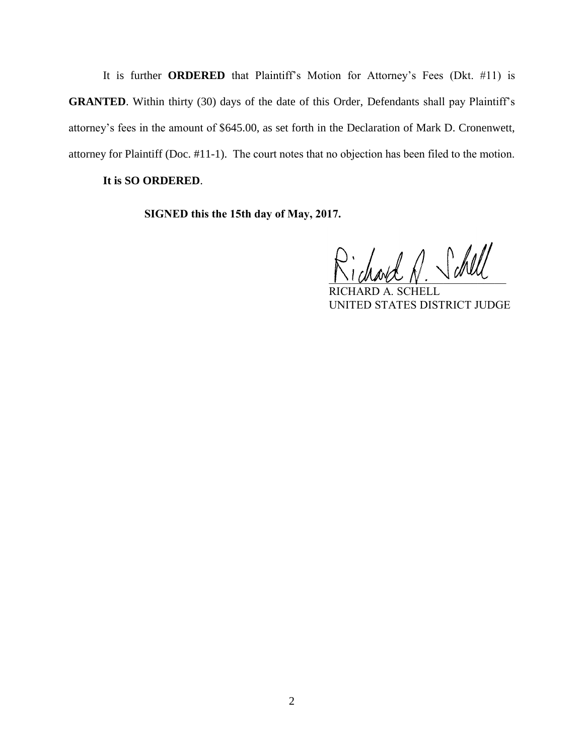It is further **ORDERED** that Plaintiff's Motion for Attorney's Fees (Dkt. #11) is **GRANTED**. Within thirty (30) days of the date of this Order, Defendants shall pay Plaintiff's attorney's fees in the amount of $645.00, as set forth in the Declaration of Mark D. Cronenwett, attorney for Plaintiff (Doc. #11-1). The court notes that no objection has been filed to the motion.

**It is SO ORDERED**.

**SIGNED this the 15th day of May, 2017.**

RICHARD A. SCHELL
UNITED STATES DISTRICT JUDGE